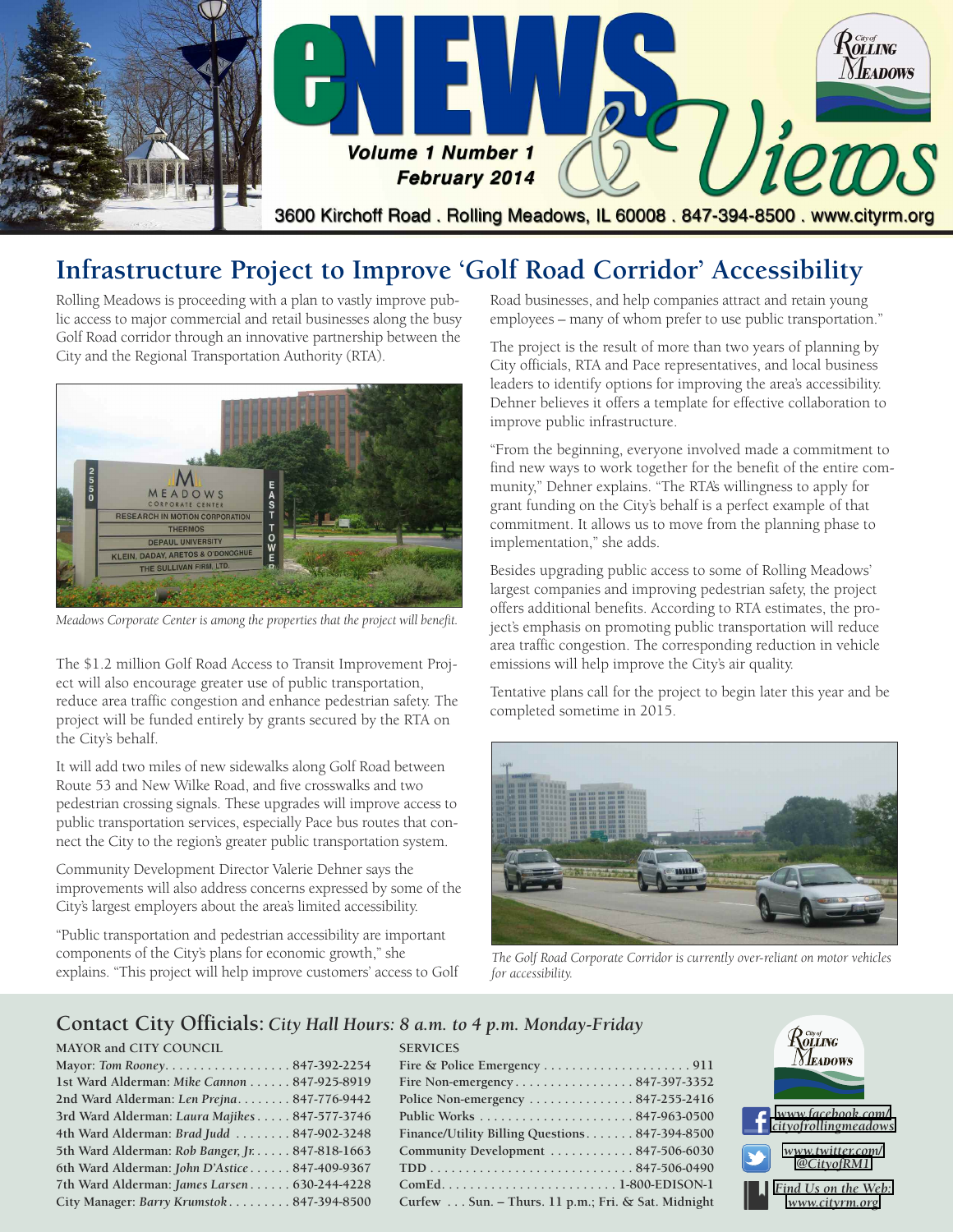# eNEWS & Views

**Volume 1 Number 1**
**February 2014**

3600 Kirchoff Road . Rolling Meadows, IL 60008 . 847-394-8500 . www.cityrm.org

## Infrastructure Project to Improve 'Golf Road Corridor' Accessibility

Rolling Meadows is proceeding with a plan to vastly improve public access to major commercial and retail businesses along the busy Golf Road corridor through an innovative partnership between the City and the Regional Transportation Authority (RTA).

*Meadows Corporate Center is among the properties that the project will benefit.*

The $1.2 million Golf Road Access to Transit Improvement Project will also encourage greater use of public transportation, reduce area traffic congestion and enhance pedestrian safety. The project will be funded entirely by grants secured by the RTA on the City's behalf.

It will add two miles of new sidewalks along Golf Road between Route 53 and New Wilke Road, and five crosswalks and two pedestrian crossing signals. These upgrades will improve access to public transportation services, especially Pace bus routes that connect the City to the region's greater public transportation system.

Community Development Director Valerie Dehner says the improvements will also address concerns expressed by some of the City's largest employers about the area's limited accessibility.

"Public transportation and pedestrian accessibility are important components of the City's plans for economic growth," she explains. "This project will help improve customers' access to Golf Road businesses, and help companies attract and retain young employees – many of whom prefer to use public transportation."

The project is the result of more than two years of planning by City officials, RTA and Pace representatives, and local business leaders to identify options for improving the area's accessibility. Dehner believes it offers a template for effective collaboration to improve public infrastructure.

"From the beginning, everyone involved made a commitment to find new ways to work together for the benefit of the entire community," Dehner explains. "The RTA's willingness to apply for grant funding on the City's behalf is a perfect example of that commitment. It allows us to move from the planning phase to implementation," she adds.

Besides upgrading public access to some of Rolling Meadows' largest companies and improving pedestrian safety, the project offers additional benefits. According to RTA estimates, the project's emphasis on promoting public transportation will reduce area traffic congestion. The corresponding reduction in vehicle emissions will help improve the City's air quality.

Tentative plans call for the project to begin later this year and be completed sometime in 2015.

*The Golf Road Corporate Corridor is currently over-reliant on motor vehicles for accessibility.*

## Contact City Officials: *City Hall Hours: 8 a.m. to 4 p.m. Monday-Friday*

**MAYOR and CITY COUNCIL**

| | |
|---|---|
| Mayor: *Tom Rooney* | 847-392-2254 |
| 1st Ward Alderman: *Mike Cannon* | 847-925-8919 |
| 2nd Ward Alderman: *Len Prejna* | 847-776-9442 |
| 3rd Ward Alderman: *Laura Majikes* | 847-577-3746 |
| 4th Ward Alderman: *Brad Judd* | 847-902-3248 |
| 5th Ward Alderman: *Rob Banger, Jr.* | 847-818-1663 |
| 6th Ward Alderman: *John D'Astice* | 847-409-9367 |
| 7th Ward Alderman: *James Larsen* | 630-244-4228 |
| City Manager: *Barry Krumstok* | 847-394-8500 |

**SERVICES**

| | |
|---|---|
| Fire & Police Emergency | 911 |
| Fire Non-emergency | 847-397-3352 |
| Police Non-emergency | 847-255-2416 |
| Public Works | 847-963-0500 |
| Finance/Utility Billing Questions | 847-394-8500 |
| Community Development | 847-506-6030 |
| TDD | 847-506-0490 |
| ComEd | 1-800-EDISON-1 |
| Curfew | Sun. – Thurs. 11 p.m.; Fri. & Sat. Midnight |

www.facebook.com/cityofrollingmeadows

www.twitter.com/@CityofRM1

Find Us on the Web: www.cityrm.org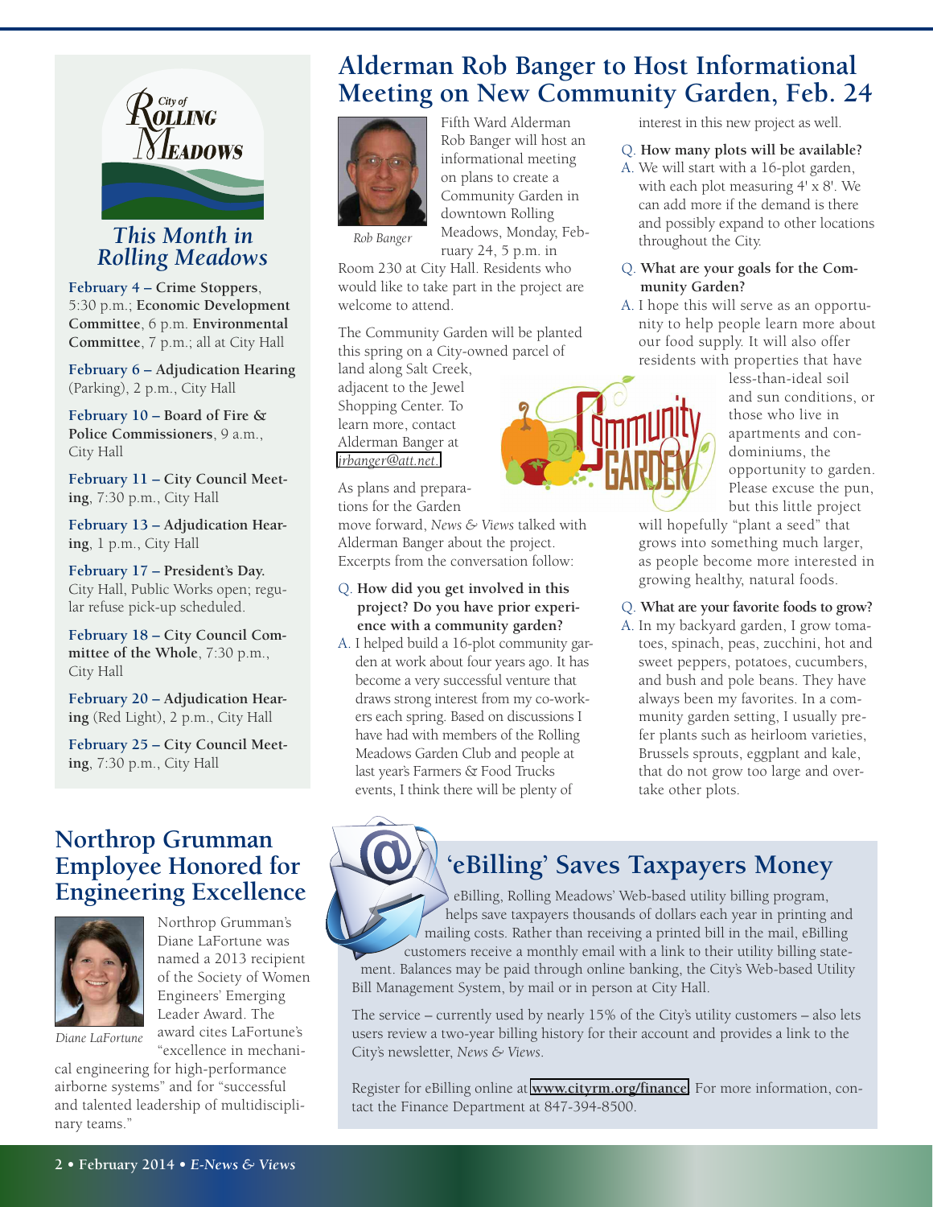## This Month in Rolling Meadows

**February 4 – Crime Stoppers**, 5:30 p.m.; **Economic Development Committee**, 6 p.m. **Environmental Committee**, 7 p.m.; all at City Hall

**February 6 – Adjudication Hearing** (Parking), 2 p.m., City Hall

**February 10 – Board of Fire & Police Commissioners**, 9 a.m., City Hall

**February 11 – City Council Meeting**, 7:30 p.m., City Hall

**February 13 – Adjudication Hearing**, 1 p.m., City Hall

**February 17 – President's Day.** City Hall, Public Works open; regular refuse pick-up scheduled.

**February 18 – City Council Committee of the Whole**, 7:30 p.m., City Hall

**February 20 – Adjudication Hearing** (Red Light), 2 p.m., City Hall

**February 25 – City Council Meeting**, 7:30 p.m., City Hall

# Alderman Rob Banger to Host Informational Meeting on New Community Garden, Feb. 24

*Rob Banger*

Fifth Ward Alderman Rob Banger will host an informational meeting on plans to create a Community Garden in downtown Rolling Meadows, Monday, February 24, 5 p.m. in Room 230 at City Hall. Residents who would like to take part in the project are welcome to attend.

The Community Garden will be planted this spring on a City-owned parcel of land along Salt Creek, adjacent to the Jewel Shopping Center. To learn more, contact Alderman Banger at jrbanger@att.net.

As plans and preparations for the Garden move forward, *News & Views* talked with Alderman Banger about the project. Excerpts from the conversation follow:

Q. **How did you get involved in this project? Do you have prior experience with a community garden?**

A. I helped build a 16-plot community garden at work about four years ago. It has become a very successful venture that draws strong interest from my co-workers each spring. Based on discussions I have had with members of the Rolling Meadows Garden Club and people at last year's Farmers & Food Trucks events, I think there will be plenty of interest in this new project as well.

Q. **How many plots will be available?**

A. We will start with a 16-plot garden, with each plot measuring 4' x 8'. We can add more if the demand is there and possibly expand to other locations throughout the City.

Q. **What are your goals for the Community Garden?**

A. I hope this will serve as an opportunity to help people learn more about our food supply. It will also offer residents with properties that have less-than-ideal soil and sun conditions, or those who live in apartments and condominiums, the opportunity to garden. Please excuse the pun, but this little project will hopefully "plant a seed" that grows into something much larger, as people become more interested in growing healthy, natural foods.

Q. **What are your favorite foods to grow?**

A. In my backyard garden, I grow tomatoes, spinach, peas, zucchini, hot and sweet peppers, potatoes, cucumbers, and bush and pole beans. They have always been my favorites. In a community garden setting, I usually prefer plants such as heirloom varieties, Brussels sprouts, eggplant and kale, that do not grow too large and overtake other plots.

# Northrop Grumman Employee Honored for Engineering Excellence

*Diane LaFortune*

Northrop Grumman's Diane LaFortune was named a 2013 recipient of the Society of Women Engineers' Emerging Leader Award. The award cites LaFortune's "excellence in mechanical engineering for high-performance airborne systems" and for "successful and talented leadership of multidisciplinary teams."

# 'eBilling' Saves Taxpayers Money

eBilling, Rolling Meadows' Web-based utility billing program, helps save taxpayers thousands of dollars each year in printing and mailing costs. Rather than receiving a printed bill in the mail, eBilling customers receive a monthly email with a link to their utility billing statement. Balances may be paid through online banking, the City's Web-based Utility Bill Management System, by mail or in person at City Hall.

The service – currently used by nearly 15% of the City's utility customers – also lets users review a two-year billing history for their account and provides a link to the City's newsletter, *News & Views*.

Register for eBilling online at **www.cityrm.org/finance**. For more information, contact the Finance Department at 847-394-8500.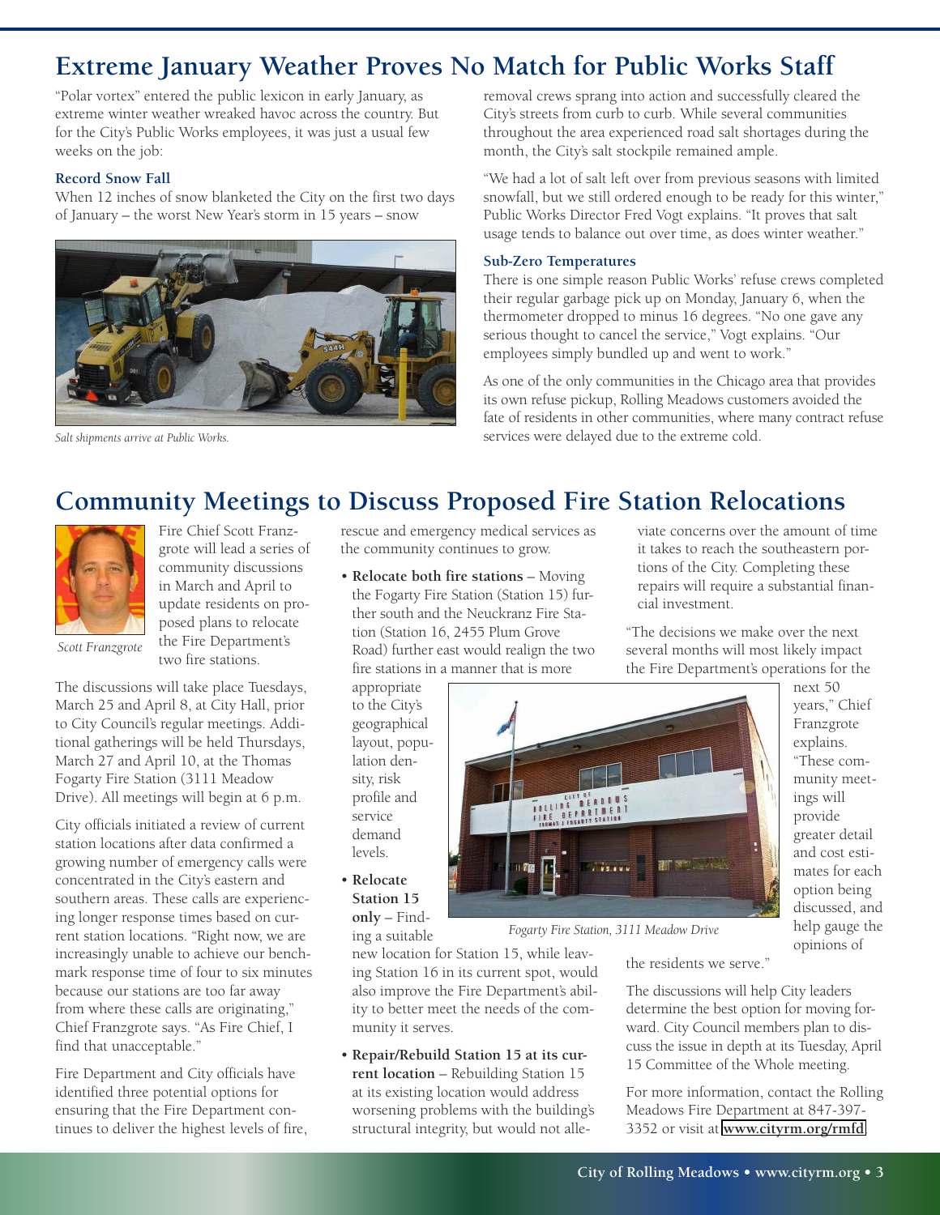# Extreme January Weather Proves No Match for Public Works Staff

"Polar vortex" entered the public lexicon in early January, as extreme winter weather wreaked havoc across the country. But for the City's Public Works employees, it was just a usual few weeks on the job:

### Record Snow Fall

When 12 inches of snow blanketed the City on the first two days of January – the worst New Year's storm in 15 years – snow removal crews sprang into action and successfully cleared the City's streets from curb to curb. While several communities throughout the area experienced road salt shortages during the month, the City's salt stockpile remained ample.

*Salt shipments arrive at Public Works.*

"We had a lot of salt left over from previous seasons with limited snowfall, but we still ordered enough to be ready for this winter," Public Works Director Fred Vogt explains. "It proves that salt usage tends to balance out over time, as does winter weather."

### Sub-Zero Temperatures

There is one simple reason Public Works' refuse crews completed their regular garbage pick up on Monday, January 6, when the thermometer dropped to minus 16 degrees. "No one gave any serious thought to cancel the service," Vogt explains. "Our employees simply bundled up and went to work."

As one of the only communities in the Chicago area that provides its own refuse pickup, Rolling Meadows customers avoided the fate of residents in other communities, where many contract refuse services were delayed due to the extreme cold.

# Community Meetings to Discuss Proposed Fire Station Relocations

*Scott Franzgrote*

Fire Chief Scott Franzgrote will lead a series of community discussions in March and April to update residents on proposed plans to relocate the Fire Department's two fire stations.

The discussions will take place Tuesdays, March 25 and April 8, at City Hall, prior to City Council's regular meetings. Additional gatherings will be held Thursdays, March 27 and April 10, at the Thomas Fogarty Fire Station (3111 Meadow Drive). All meetings will begin at 6 p.m.

City officials initiated a review of current station locations after data confirmed a growing number of emergency calls were concentrated in the City's eastern and southern areas. These calls are experiencing longer response times based on current station locations. "Right now, we are increasingly unable to achieve our benchmark response time of four to six minutes because our stations are too far away from where these calls are originating," Chief Franzgrote says. "As Fire Chief, I find that unacceptable."

Fire Department and City officials have identified three potential options for ensuring that the Fire Department continues to deliver the highest levels of fire, rescue and emergency medical services as the community continues to grow.

- **Relocate both fire stations** – Moving the Fogarty Fire Station (Station 15) further south and the Neuckranz Fire Station (Station 16, 2455 Plum Grove Road) further east would realign the two fire stations in a manner that is more appropriate to the City's geographical layout, population density, risk profile and service demand levels.
- **Relocate Station 15 only** – Finding a suitable new location for Station 15, while leaving Station 16 in its current spot, would also improve the Fire Department's ability to better meet the needs of the community it serves.
- **Repair/Rebuild Station 15 at its current location** – Rebuilding Station 15 at its existing location would address worsening problems with the building's structural integrity, but would not alleviate concerns over the amount of time it takes to reach the southeastern portions of the City. Completing these repairs will require a substantial financial investment.

*Fogarty Fire Station, 3111 Meadow Drive*

"The decisions we make over the next several months will most likely impact the Fire Department's operations for the next 50 years," Chief Franzgrote explains. "These community meetings will provide greater detail and cost estimates for each option being discussed, and help gauge the opinions of the residents we serve."

The discussions will help City leaders determine the best option for moving forward. City Council members plan to discuss the issue in depth at its Tuesday, April 15 Committee of the Whole meeting.

For more information, contact the Rolling Meadows Fire Department at 847-397-3352 or visit at www.cityrm.org/rmfd.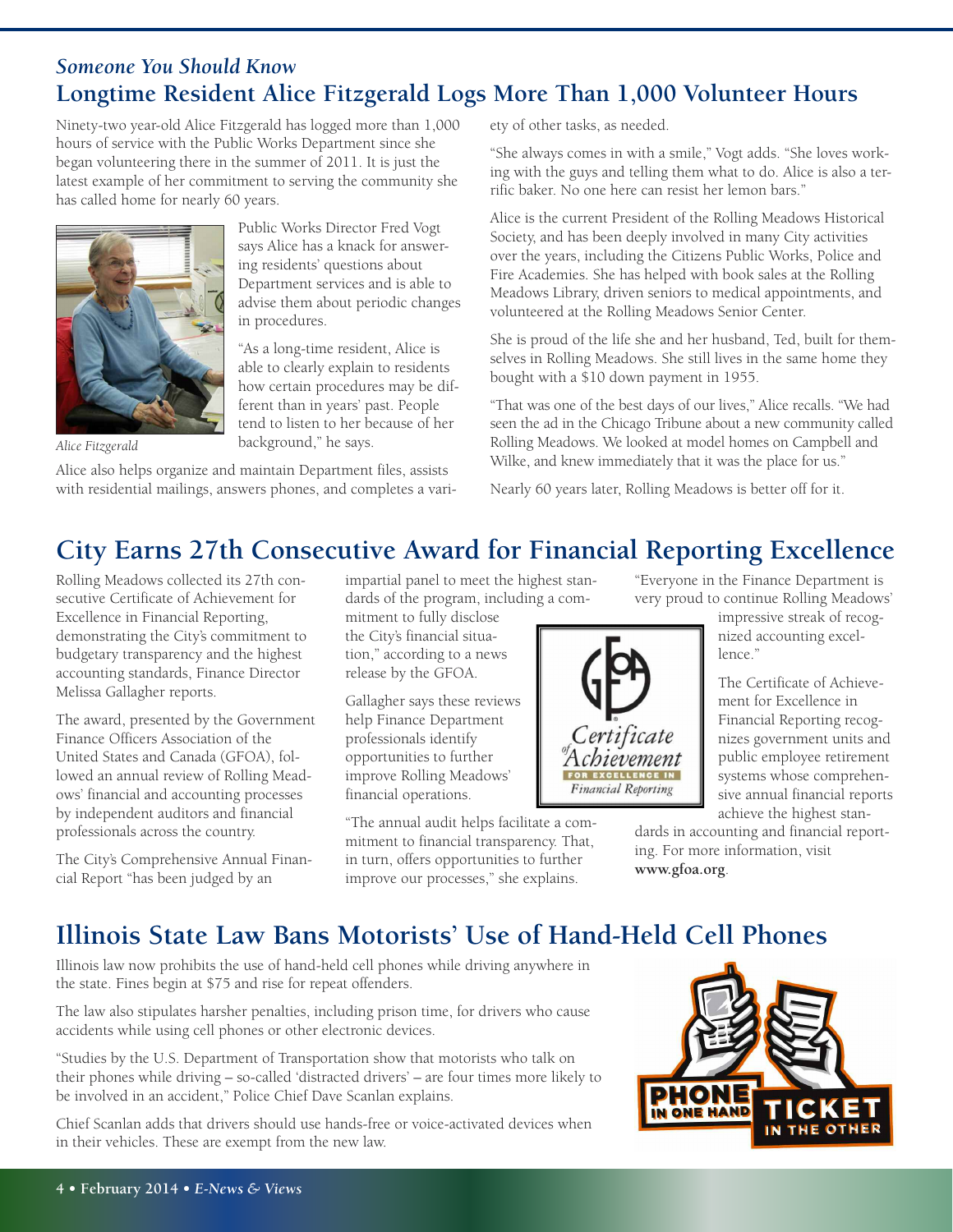*Someone You Should Know*

## Longtime Resident Alice Fitzgerald Logs More Than 1,000 Volunteer Hours

Ninety-two year-old Alice Fitzgerald has logged more than 1,000 hours of service with the Public Works Department since she began volunteering there in the summer of 2011. It is just the latest example of her commitment to serving the community she has called home for nearly 60 years.

*Alice Fitzgerald*

Public Works Director Fred Vogt says Alice has a knack for answering residents' questions about Department services and is able to advise them about periodic changes in procedures.

"As a long-time resident, Alice is able to clearly explain to residents how certain procedures may be different than in years' past. People tend to listen to her because of her background," he says.

Alice also helps organize and maintain Department files, assists with residential mailings, answers phones, and completes a variety of other tasks, as needed.

"She always comes in with a smile," Vogt adds. "She loves working with the guys and telling them what to do. Alice is also a terrific baker. No one here can resist her lemon bars."

Alice is the current President of the Rolling Meadows Historical Society, and has been deeply involved in many City activities over the years, including the Citizens Public Works, Police and Fire Academies. She has helped with book sales at the Rolling Meadows Library, driven seniors to medical appointments, and volunteered at the Rolling Meadows Senior Center.

She is proud of the life she and her husband, Ted, built for themselves in Rolling Meadows. She still lives in the same home they bought with a $10 down payment in 1955.

"That was one of the best days of our lives," Alice recalls. "We had seen the ad in the Chicago Tribune about a new community called Rolling Meadows. We looked at model homes on Campbell and Wilke, and knew immediately that it was the place for us."

Nearly 60 years later, Rolling Meadows is better off for it.

## City Earns 27th Consecutive Award for Financial Reporting Excellence

Rolling Meadows collected its 27th consecutive Certificate of Achievement for Excellence in Financial Reporting, demonstrating the City's commitment to budgetary transparency and the highest accounting standards, Finance Director Melissa Gallagher reports.

The award, presented by the Government Finance Officers Association of the United States and Canada (GFOA), followed an annual review of Rolling Meadows' financial and accounting processes by independent auditors and financial professionals across the country.

The City's Comprehensive Annual Financial Report "has been judged by an impartial panel to meet the highest standards of the program, including a commitment to fully disclose the City's financial situation," according to a news release by the GFOA.

Gallagher says these reviews help Finance Department professionals identify opportunities to further improve Rolling Meadows' financial operations.

"The annual audit helps facilitate a commitment to financial transparency. That, in turn, offers opportunities to further improve our processes," she explains.

"Everyone in the Finance Department is very proud to continue Rolling Meadows' impressive streak of recognized accounting excellence."

The Certificate of Achievement for Excellence in Financial Reporting recognizes government units and public employee retirement systems whose comprehensive annual financial reports achieve the highest standards in accounting and financial reporting. For more information, visit **www.gfoa.org**.

## Illinois State Law Bans Motorists' Use of Hand-Held Cell Phones

Illinois law now prohibits the use of hand-held cell phones while driving anywhere in the state. Fines begin at $75 and rise for repeat offenders.

The law also stipulates harsher penalties, including prison time, for drivers who cause accidents while using cell phones or other electronic devices.

"Studies by the U.S. Department of Transportation show that motorists who talk on their phones while driving – so-called 'distracted drivers' – are four times more likely to be involved in an accident," Police Chief Dave Scanlan explains.

Chief Scanlan adds that drivers should use hands-free or voice-activated devices when in their vehicles. These are exempt from the new law.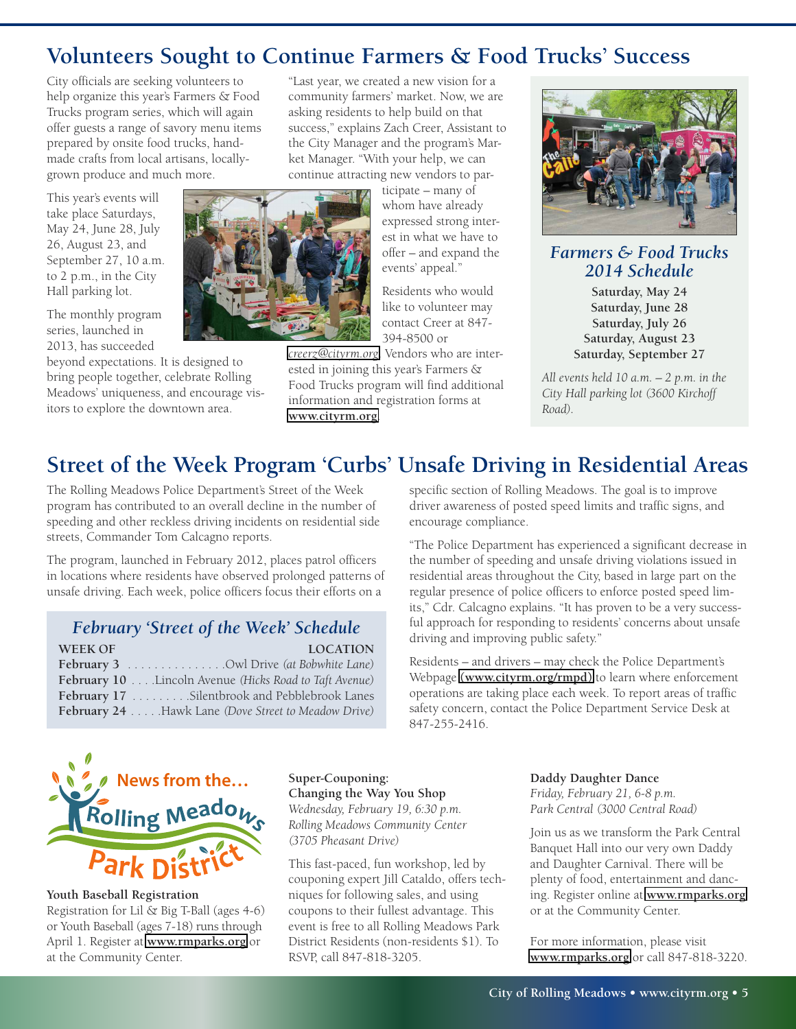## Volunteers Sought to Continue Farmers & Food Trucks' Success

City officials are seeking volunteers to help organize this year's Farmers & Food Trucks program series, which will again offer guests a range of savory menu items prepared by onsite food trucks, handmade crafts from local artisans, locally-grown produce and much more.

This year's events will take place Saturdays, May 24, June 28, July 26, August 23, and September 27, 10 a.m. to 2 p.m., in the City Hall parking lot.

The monthly program series, launched in 2013, has succeeded beyond expectations. It is designed to bring people together, celebrate Rolling Meadows' uniqueness, and encourage visitors to explore the downtown area.

"Last year, we created a new vision for a community farmers' market. Now, we are asking residents to help build on that success," explains Zach Creer, Assistant to the City Manager and the program's Market Manager. "With your help, we can continue attracting new vendors to participate – many of whom have already expressed strong interest in what we have to offer – and expand the events' appeal."

Residents who would like to volunteer may contact Creer at 847-394-8500 or *creerz@cityrm.org*. Vendors who are interested in joining this year's Farmers & Food Trucks program will find additional information and registration forms at **www.cityrm.org**.

### *Farmers & Food Trucks 2014 Schedule*

**Saturday, May 24**
**Saturday, June 28**
**Saturday, July 26**
**Saturday, August 23**
**Saturday, September 27**

*All events held 10 a.m. – 2 p.m. in the City Hall parking lot (3600 Kirchoff Road).*

## Street of the Week Program 'Curbs' Unsafe Driving in Residential Areas

The Rolling Meadows Police Department's Street of the Week program has contributed to an overall decline in the number of speeding and other reckless driving incidents on residential side streets, Commander Tom Calcagno reports.

The program, launched in February 2012, places patrol officers in locations where residents have observed prolonged patterns of unsafe driving. Each week, police officers focus their efforts on a specific section of Rolling Meadows. The goal is to improve driver awareness of posted speed limits and traffic signs, and encourage compliance.

"The Police Department has experienced a significant decrease in the number of speeding and unsafe driving violations issued in residential areas throughout the City, based in large part on the regular presence of police officers to enforce posted speed limits," Cdr. Calcagno explains. "It has proven to be a very successful approach for responding to residents' concerns about unsafe driving and improving public safety."

Residents – and drivers – may check the Police Department's Webpage **(www.cityrm.org/rmpd)** to learn where enforcement operations are taking place each week. To report areas of traffic safety concern, contact the Police Department Service Desk at 847-255-2416.

### *February 'Street of the Week' Schedule*

| WEEK OF | LOCATION |
|---|---|
| **February 3** | Owl Drive *(at Bobwhite Lane)* |
| **February 10** | Lincoln Avenue *(Hicks Road to Taft Avenue)* |
| **February 17** | Silentbrook and Pebblebrook Lanes |
| **February 24** | Hawk Lane *(Dove Street to Meadow Drive)* |

## News from the... Rolling Meadows Park District

**Youth Baseball Registration**

Registration for Lil & Big T-Ball (ages 4-6) or Youth Baseball (ages 7-18) runs through April 1. Register at **www.rmparks.org** or at the Community Center.

**Super-Couponing: Changing the Way You Shop**
*Wednesday, February 19, 6:30 p.m.*
*Rolling Meadows Community Center (3705 Pheasant Drive)*

This fast-paced, fun workshop, led by couponing expert Jill Cataldo, offers techniques for following sales, and using coupons to their fullest advantage. This event is free to all Rolling Meadows Park District Residents (non-residents $1). To RSVP, call 847-818-3205.

**Daddy Daughter Dance**
*Friday, February 21, 6-8 p.m.*
*Park Central (3000 Central Road)*

Join us as we transform the Park Central Banquet Hall into our very own Daddy and Daughter Carnival. There will be plenty of food, entertainment and dancing. Register online at **www.rmparks.org** or at the Community Center.

For more information, please visit **www.rmparks.org** or call 847-818-3220.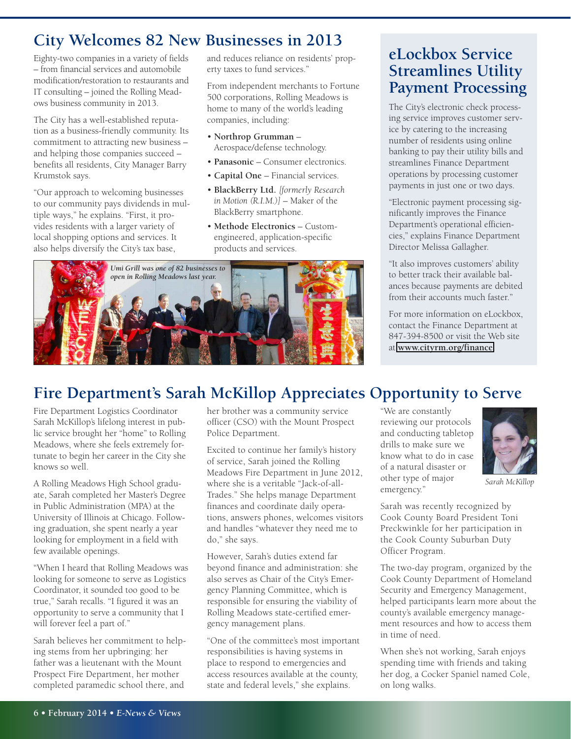# City Welcomes 82 New Businesses in 2013

Eighty-two companies in a variety of fields – from financial services and automobile modification/restoration to restaurants and IT consulting – joined the Rolling Meadows business community in 2013.

The City has a well-established reputation as a business-friendly community. Its commitment to attracting new business – and helping those companies succeed – benefits all residents, City Manager Barry Krumstok says.

"Our approach to welcoming businesses to our community pays dividends in multiple ways," he explains. "First, it provides residents with a larger variety of local shopping options and services. It also helps diversify the City's tax base, and reduces reliance on residents' property taxes to fund services."

From independent merchants to Fortune 500 corporations, Rolling Meadows is home to many of the world's leading companies, including:

- **Northrop Grumman** – Aerospace/defense technology.
- **Panasonic** – Consumer electronics.
- **Capital One** – Financial services.
- **BlackBerry Ltd.** *[formerly Research in Motion (R.I.M.)]* – Maker of the BlackBerry smartphone.
- **Methode Electronics** – Custom-engineered, application-specific products and services.

*Umi Grill was one of 82 businesses to open in Rolling Meadows last year.*

## eLockbox Service Streamlines Utility Payment Processing

The City's electronic check processing service improves customer service by catering to the increasing number of residents using online banking to pay their utility bills and streamlines Finance Department operations by processing customer payments in just one or two days.

"Electronic payment processing significantly improves the Finance Department's operational efficiencies," explains Finance Department Director Melissa Gallagher.

"It also improves customers' ability to better track their available balances because payments are debited from their accounts much faster."

For more information on eLockbox, contact the Finance Department at 847-394-8500 or visit the Web site at **www.cityrm.org/finance**

# Fire Department's Sarah McKillop Appreciates Opportunity to Serve

Fire Department Logistics Coordinator Sarah McKillop's lifelong interest in public service brought her "home" to Rolling Meadows, where she feels extremely fortunate to begin her career in the City she knows so well.

A Rolling Meadows High School graduate, Sarah completed her Master's Degree in Public Administration (MPA) at the University of Illinois at Chicago. Following graduation, she spent nearly a year looking for employment in a field with few available openings.

"When I heard that Rolling Meadows was looking for someone to serve as Logistics Coordinator, it sounded too good to be true," Sarah recalls. "I figured it was an opportunity to serve a community that I will forever feel a part of."

Sarah believes her commitment to helping stems from her upbringing: her father was a lieutenant with the Mount Prospect Fire Department, her mother completed paramedic school there, and her brother was a community service officer (CSO) with the Mount Prospect Police Department.

Excited to continue her family's history of service, Sarah joined the Rolling Meadows Fire Department in June 2012, where she is a veritable "Jack-of-all-Trades." She helps manage Department finances and coordinate daily operations, answers phones, welcomes visitors and handles "whatever they need me to do," she says.

However, Sarah's duties extend far beyond finance and administration: she also serves as Chair of the City's Emergency Planning Committee, which is responsible for ensuring the viability of Rolling Meadows state-certified emergency management plans.

"One of the committee's most important responsibilities is having systems in place to respond to emergencies and access resources available at the county, state and federal levels," she explains. "We are constantly reviewing our protocols and conducting tabletop drills to make sure we know what to do in case of a natural disaster or other type of major emergency."

*Sarah McKillop*

Sarah was recently recognized by Cook County Board President Toni Preckwinkle for her participation in the Cook County Suburban Duty Officer Program.

The two-day program, organized by the Cook County Department of Homeland Security and Emergency Management, helped participants learn more about the county's available emergency management resources and how to access them in time of need.

When she's not working, Sarah enjoys spending time with friends and taking her dog, a Cocker Spaniel named Cole, on long walks.